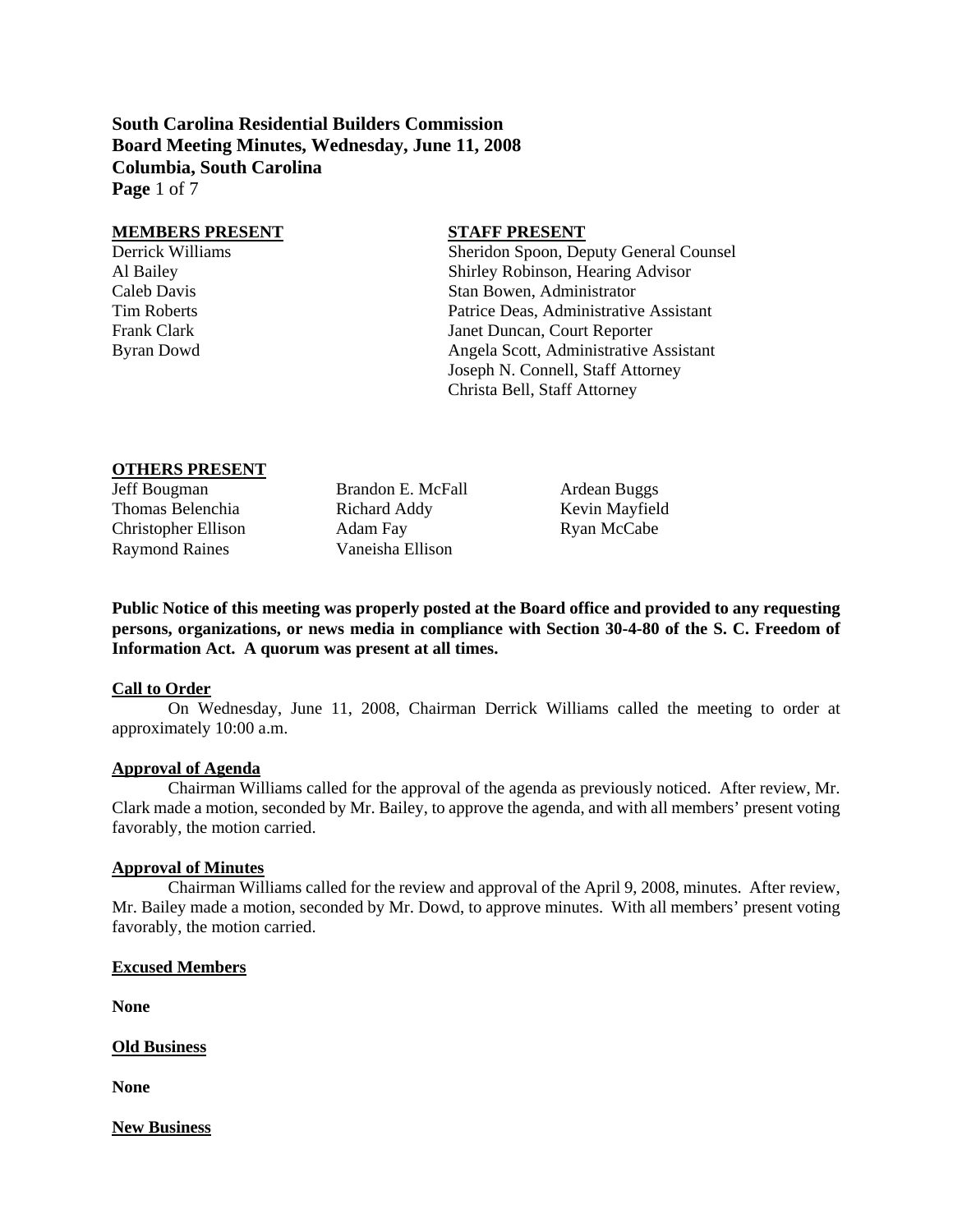**South Carolina Residential Builders Commission**
**Board Meeting Minutes, Wednesday, June 11, 2008**
**Columbia, South Carolina**

| MEMBERS PRESENT | STAFF PRESENT |
|---|---|
| Derrick Williams | Sheridon Spoon, Deputy General Counsel |
| Al Bailey | Shirley Robinson, Hearing Advisor |
| Caleb Davis | Stan Bowen, Administrator |
| Tim Roberts | Patrice Deas, Administrative Assistant |
| Frank Clark | Janet Duncan, Court Reporter |
| Byran Dowd | Angela Scott, Administrative Assistant |
| | Joseph N. Connell, Staff Attorney |
| | Christa Bell, Staff Attorney |

**OTHERS PRESENT**

| | | |
|---|---|---|
| Jeff Bougman | Brandon E. McFall | Ardean Buggs |
| Thomas Belenchia | Richard Addy | Kevin Mayfield |
| Christopher Ellison | Adam Fay | Ryan McCabe |
| Raymond Raines | Vaneisha Ellison | |

**Public Notice of this meeting was properly posted at the Board office and provided to any requesting persons, organizations, or news media in compliance with Section 30-4-80 of the S. C. Freedom of Information Act. A quorum was present at all times.**

**Call to Order**

On Wednesday, June 11, 2008, Chairman Derrick Williams called the meeting to order at approximately 10:00 a.m.

**Approval of Agenda**

Chairman Williams called for the approval of the agenda as previously noticed. After review, Mr. Clark made a motion, seconded by Mr. Bailey, to approve the agenda, and with all members' present voting favorably, the motion carried.

**Approval of Minutes**

Chairman Williams called for the review and approval of the April 9, 2008, minutes. After review, Mr. Bailey made a motion, seconded by Mr. Dowd, to approve minutes. With all members' present voting favorably, the motion carried.

**Excused Members**

**None**

**Old Business**

**None**

**New Business**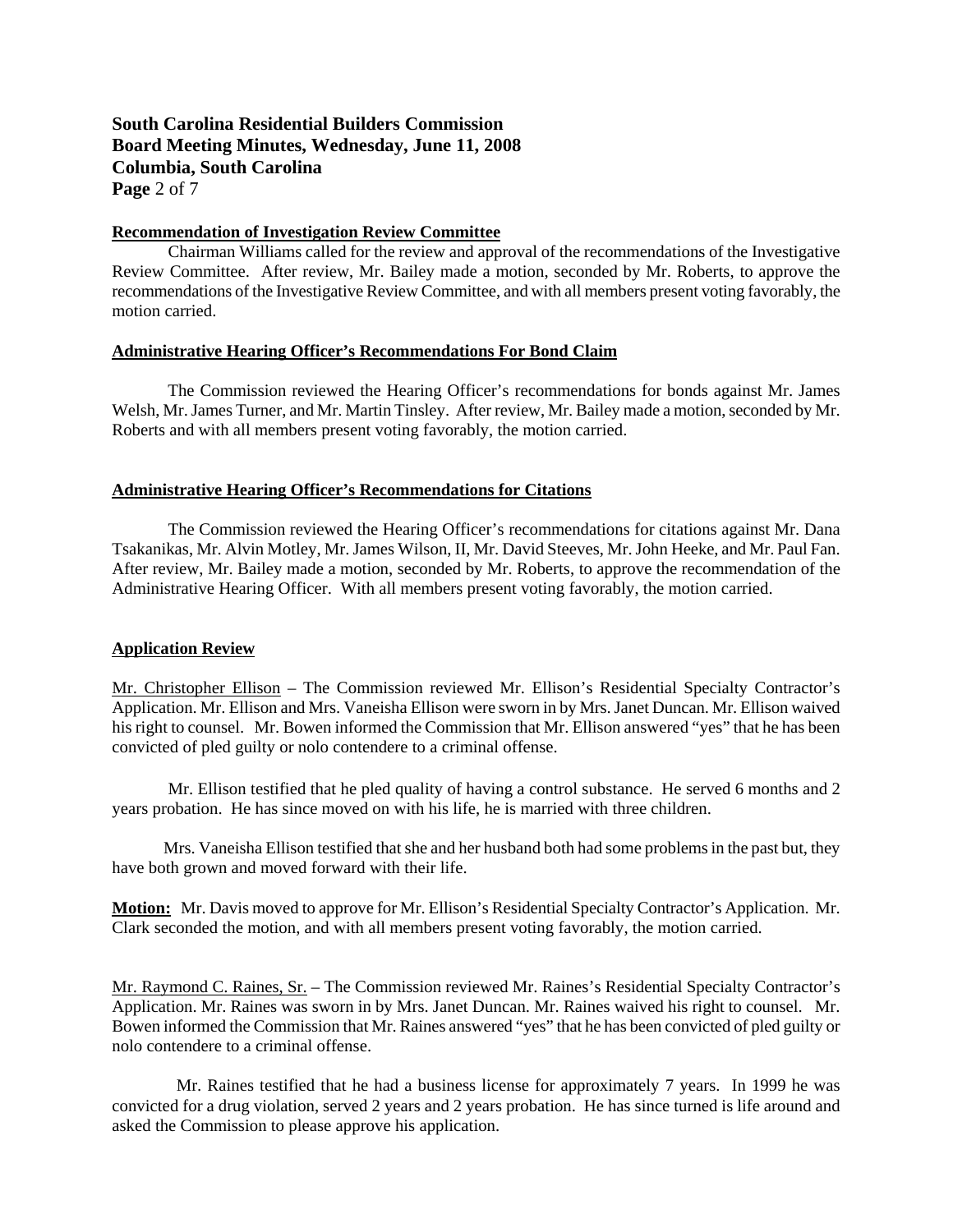## Recommendation of Investigation Review Committee

Chairman Williams called for the review and approval of the recommendations of the Investigative Review Committee. After review, Mr. Bailey made a motion, seconded by Mr. Roberts, to approve the recommendations of the Investigative Review Committee, and with all members present voting favorably, the motion carried.

## Administrative Hearing Officer's Recommendations For Bond Claim

The Commission reviewed the Hearing Officer's recommendations for bonds against Mr. James Welsh, Mr. James Turner, and Mr. Martin Tinsley. After review, Mr. Bailey made a motion, seconded by Mr. Roberts and with all members present voting favorably, the motion carried.

## Administrative Hearing Officer's Recommendations for Citations

The Commission reviewed the Hearing Officer's recommendations for citations against Mr. Dana Tsakanikas, Mr. Alvin Motley, Mr. James Wilson, II, Mr. David Steeves, Mr. John Heeke, and Mr. Paul Fan. After review, Mr. Bailey made a motion, seconded by Mr. Roberts, to approve the recommendation of the Administrative Hearing Officer. With all members present voting favorably, the motion carried.

## Application Review

Mr. Christopher Ellison – The Commission reviewed Mr. Ellison's Residential Specialty Contractor's Application. Mr. Ellison and Mrs. Vaneisha Ellison were sworn in by Mrs. Janet Duncan. Mr. Ellison waived his right to counsel. Mr. Bowen informed the Commission that Mr. Ellison answered "yes" that he has been convicted of pled guilty or nolo contendere to a criminal offense.

Mr. Ellison testified that he pled quality of having a control substance. He served 6 months and 2 years probation. He has since moved on with his life, he is married with three children.

Mrs. Vaneisha Ellison testified that she and her husband both had some problems in the past but, they have both grown and moved forward with their life.

**Motion:** Mr. Davis moved to approve for Mr. Ellison's Residential Specialty Contractor's Application. Mr. Clark seconded the motion, and with all members present voting favorably, the motion carried.

Mr. Raymond C. Raines, Sr. – The Commission reviewed Mr. Raines's Residential Specialty Contractor's Application. Mr. Raines was sworn in by Mrs. Janet Duncan. Mr. Raines waived his right to counsel. Mr. Bowen informed the Commission that Mr. Raines answered "yes" that he has been convicted of pled guilty or nolo contendere to a criminal offense.

Mr. Raines testified that he had a business license for approximately 7 years. In 1999 he was convicted for a drug violation, served 2 years and 2 years probation. He has since turned is life around and asked the Commission to please approve his application.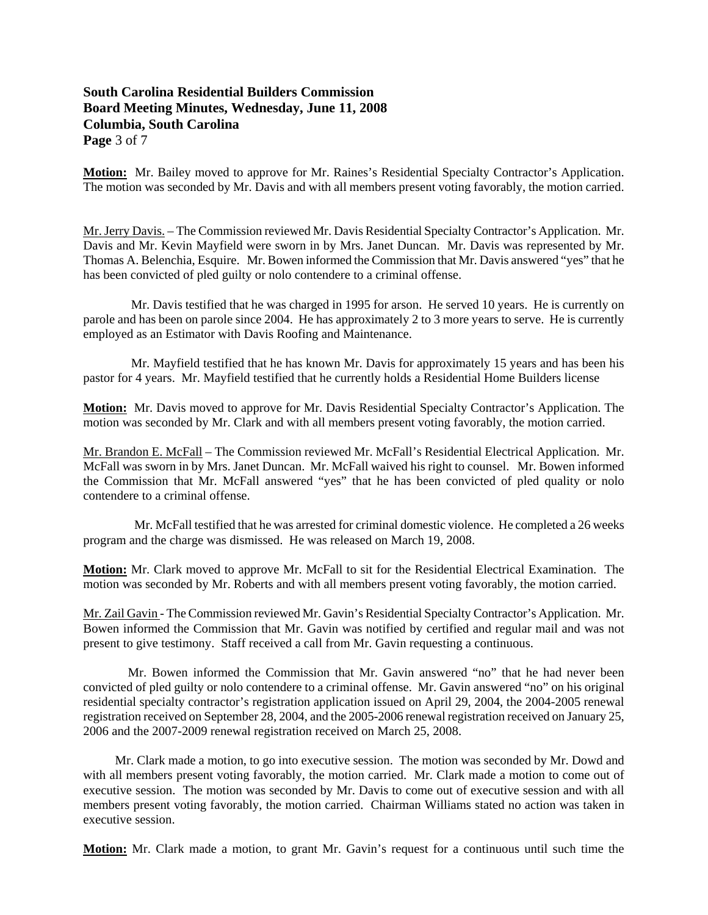**Motion:** Mr. Bailey moved to approve for Mr. Raines's Residential Specialty Contractor's Application. The motion was seconded by Mr. Davis and with all members present voting favorably, the motion carried.

Mr. Jerry Davis. – The Commission reviewed Mr. Davis Residential Specialty Contractor's Application. Mr. Davis and Mr. Kevin Mayfield were sworn in by Mrs. Janet Duncan. Mr. Davis was represented by Mr. Thomas A. Belenchia, Esquire. Mr. Bowen informed the Commission that Mr. Davis answered "yes" that he has been convicted of pled guilty or nolo contendere to a criminal offense.

Mr. Davis testified that he was charged in 1995 for arson. He served 10 years. He is currently on parole and has been on parole since 2004. He has approximately 2 to 3 more years to serve. He is currently employed as an Estimator with Davis Roofing and Maintenance.

Mr. Mayfield testified that he has known Mr. Davis for approximately 15 years and has been his pastor for 4 years. Mr. Mayfield testified that he currently holds a Residential Home Builders license

**Motion:** Mr. Davis moved to approve for Mr. Davis Residential Specialty Contractor's Application. The motion was seconded by Mr. Clark and with all members present voting favorably, the motion carried.

Mr. Brandon E. McFall – The Commission reviewed Mr. McFall's Residential Electrical Application. Mr. McFall was sworn in by Mrs. Janet Duncan. Mr. McFall waived his right to counsel. Mr. Bowen informed the Commission that Mr. McFall answered "yes" that he has been convicted of pled quality or nolo contendere to a criminal offense.

Mr. McFall testified that he was arrested for criminal domestic violence. He completed a 26 weeks program and the charge was dismissed. He was released on March 19, 2008.

**Motion:** Mr. Clark moved to approve Mr. McFall to sit for the Residential Electrical Examination. The motion was seconded by Mr. Roberts and with all members present voting favorably, the motion carried.

Mr. Zail Gavin - The Commission reviewed Mr. Gavin's Residential Specialty Contractor's Application. Mr. Bowen informed the Commission that Mr. Gavin was notified by certified and regular mail and was not present to give testimony. Staff received a call from Mr. Gavin requesting a continuous.

Mr. Bowen informed the Commission that Mr. Gavin answered "no" that he had never been convicted of pled guilty or nolo contendere to a criminal offense. Mr. Gavin answered "no" on his original residential specialty contractor's registration application issued on April 29, 2004, the 2004-2005 renewal registration received on September 28, 2004, and the 2005-2006 renewal registration received on January 25, 2006 and the 2007-2009 renewal registration received on March 25, 2008.

Mr. Clark made a motion, to go into executive session. The motion was seconded by Mr. Dowd and with all members present voting favorably, the motion carried. Mr. Clark made a motion to come out of executive session. The motion was seconded by Mr. Davis to come out of executive session and with all members present voting favorably, the motion carried. Chairman Williams stated no action was taken in executive session.

**Motion:** Mr. Clark made a motion, to grant Mr. Gavin's request for a continuous until such time the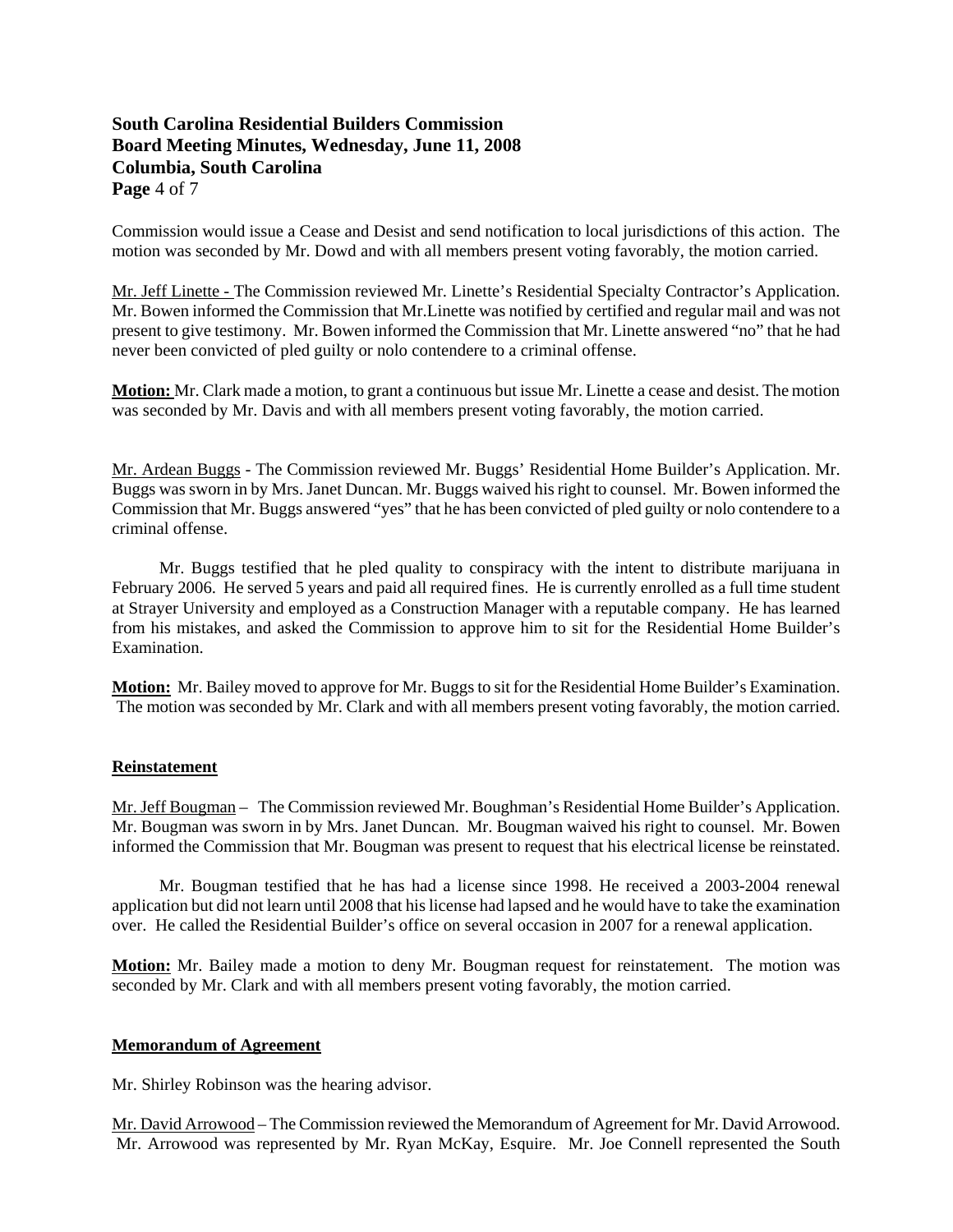Commission would issue a Cease and Desist and send notification to local jurisdictions of this action. The motion was seconded by Mr. Dowd and with all members present voting favorably, the motion carried.

Mr. Jeff Linette - The Commission reviewed Mr. Linette's Residential Specialty Contractor's Application. Mr. Bowen informed the Commission that Mr.Linette was notified by certified and regular mail and was not present to give testimony. Mr. Bowen informed the Commission that Mr. Linette answered "no" that he had never been convicted of pled guilty or nolo contendere to a criminal offense.

**Motion:** Mr. Clark made a motion, to grant a continuous but issue Mr. Linette a cease and desist. The motion was seconded by Mr. Davis and with all members present voting favorably, the motion carried.

Mr. Ardean Buggs - The Commission reviewed Mr. Buggs' Residential Home Builder's Application. Mr. Buggs was sworn in by Mrs. Janet Duncan. Mr. Buggs waived his right to counsel. Mr. Bowen informed the Commission that Mr. Buggs answered "yes" that he has been convicted of pled guilty or nolo contendere to a criminal offense.

Mr. Buggs testified that he pled quality to conspiracy with the intent to distribute marijuana in February 2006. He served 5 years and paid all required fines. He is currently enrolled as a full time student at Strayer University and employed as a Construction Manager with a reputable company. He has learned from his mistakes, and asked the Commission to approve him to sit for the Residential Home Builder's Examination.

**Motion:** Mr. Bailey moved to approve for Mr. Buggs to sit for the Residential Home Builder's Examination. The motion was seconded by Mr. Clark and with all members present voting favorably, the motion carried.

**Reinstatement**

Mr. Jeff Bougman – The Commission reviewed Mr. Boughman's Residential Home Builder's Application. Mr. Bougman was sworn in by Mrs. Janet Duncan. Mr. Bougman waived his right to counsel. Mr. Bowen informed the Commission that Mr. Bougman was present to request that his electrical license be reinstated.

Mr. Bougman testified that he has had a license since 1998. He received a 2003-2004 renewal application but did not learn until 2008 that his license had lapsed and he would have to take the examination over. He called the Residential Builder's office on several occasion in 2007 for a renewal application.

**Motion:** Mr. Bailey made a motion to deny Mr. Bougman request for reinstatement. The motion was seconded by Mr. Clark and with all members present voting favorably, the motion carried.

**Memorandum of Agreement**

Mr. Shirley Robinson was the hearing advisor.

Mr. David Arrowood – The Commission reviewed the Memorandum of Agreement for Mr. David Arrowood. Mr. Arrowood was represented by Mr. Ryan McKay, Esquire. Mr. Joe Connell represented the South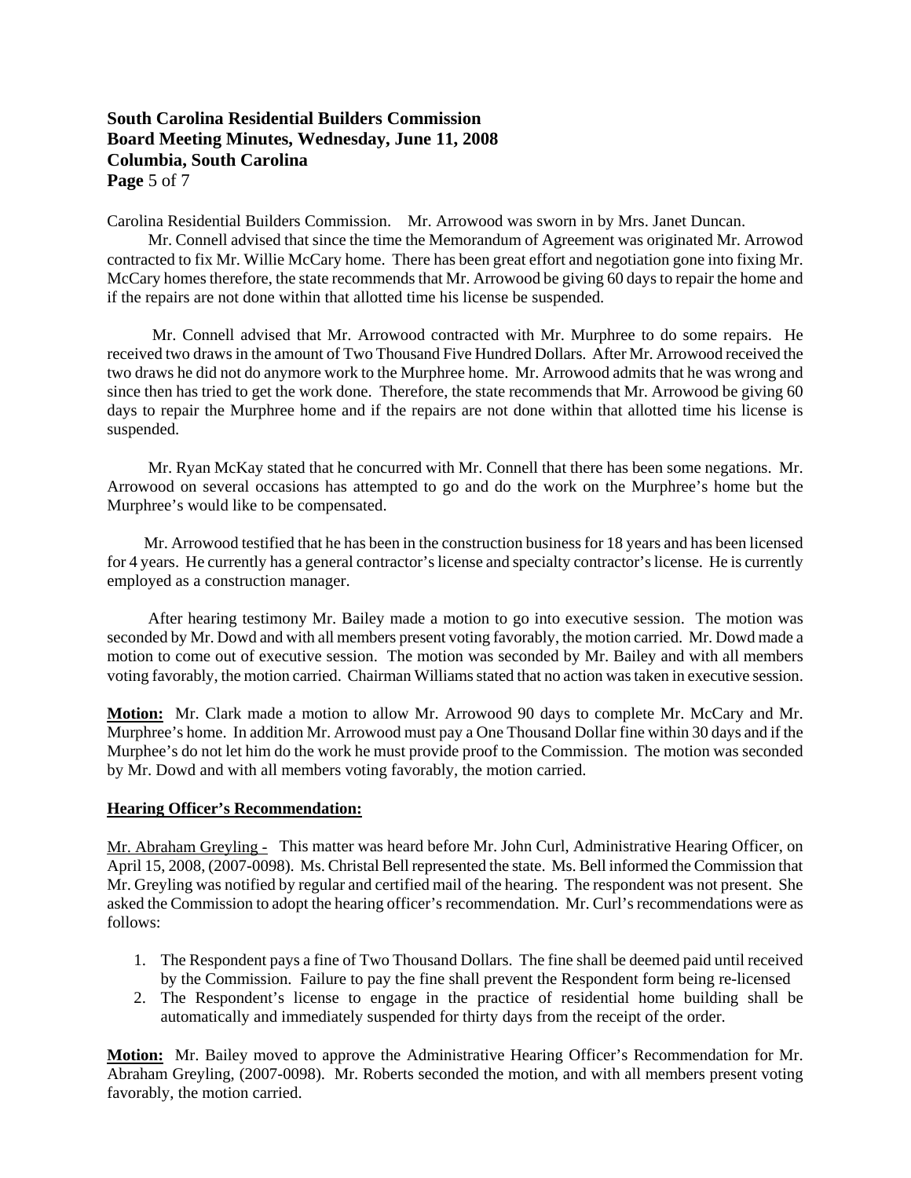Carolina Residential Builders Commission. Mr. Arrowood was sworn in by Mrs. Janet Duncan.

Mr. Connell advised that since the time the Memorandum of Agreement was originated Mr. Arrowod contracted to fix Mr. Willie McCary home. There has been great effort and negotiation gone into fixing Mr. McCary homes therefore, the state recommends that Mr. Arrowood be giving 60 days to repair the home and if the repairs are not done within that allotted time his license be suspended.

Mr. Connell advised that Mr. Arrowood contracted with Mr. Murphree to do some repairs. He received two draws in the amount of Two Thousand Five Hundred Dollars. After Mr. Arrowood received the two draws he did not do anymore work to the Murphree home. Mr. Arrowood admits that he was wrong and since then has tried to get the work done. Therefore, the state recommends that Mr. Arrowood be giving 60 days to repair the Murphree home and if the repairs are not done within that allotted time his license is suspended.

Mr. Ryan McKay stated that he concurred with Mr. Connell that there has been some negations. Mr. Arrowood on several occasions has attempted to go and do the work on the Murphree's home but the Murphree's would like to be compensated.

Mr. Arrowood testified that he has been in the construction business for 18 years and has been licensed for 4 years. He currently has a general contractor's license and specialty contractor's license. He is currently employed as a construction manager.

After hearing testimony Mr. Bailey made a motion to go into executive session. The motion was seconded by Mr. Dowd and with all members present voting favorably, the motion carried. Mr. Dowd made a motion to come out of executive session. The motion was seconded by Mr. Bailey and with all members voting favorably, the motion carried. Chairman Williams stated that no action was taken in executive session.

**Motion:** Mr. Clark made a motion to allow Mr. Arrowood 90 days to complete Mr. McCary and Mr. Murphree's home. In addition Mr. Arrowood must pay a One Thousand Dollar fine within 30 days and if the Murphee's do not let him do the work he must provide proof to the Commission. The motion was seconded by Mr. Dowd and with all members voting favorably, the motion carried.

**Hearing Officer's Recommendation:**

Mr. Abraham Greyling - This matter was heard before Mr. John Curl, Administrative Hearing Officer, on April 15, 2008, (2007-0098). Ms. Christal Bell represented the state. Ms. Bell informed the Commission that Mr. Greyling was notified by regular and certified mail of the hearing. The respondent was not present. She asked the Commission to adopt the hearing officer's recommendation. Mr. Curl's recommendations were as follows:

1. The Respondent pays a fine of Two Thousand Dollars. The fine shall be deemed paid until received by the Commission. Failure to pay the fine shall prevent the Respondent form being re-licensed
2. The Respondent's license to engage in the practice of residential home building shall be automatically and immediately suspended for thirty days from the receipt of the order.

**Motion:** Mr. Bailey moved to approve the Administrative Hearing Officer's Recommendation for Mr. Abraham Greyling, (2007-0098). Mr. Roberts seconded the motion, and with all members present voting favorably, the motion carried.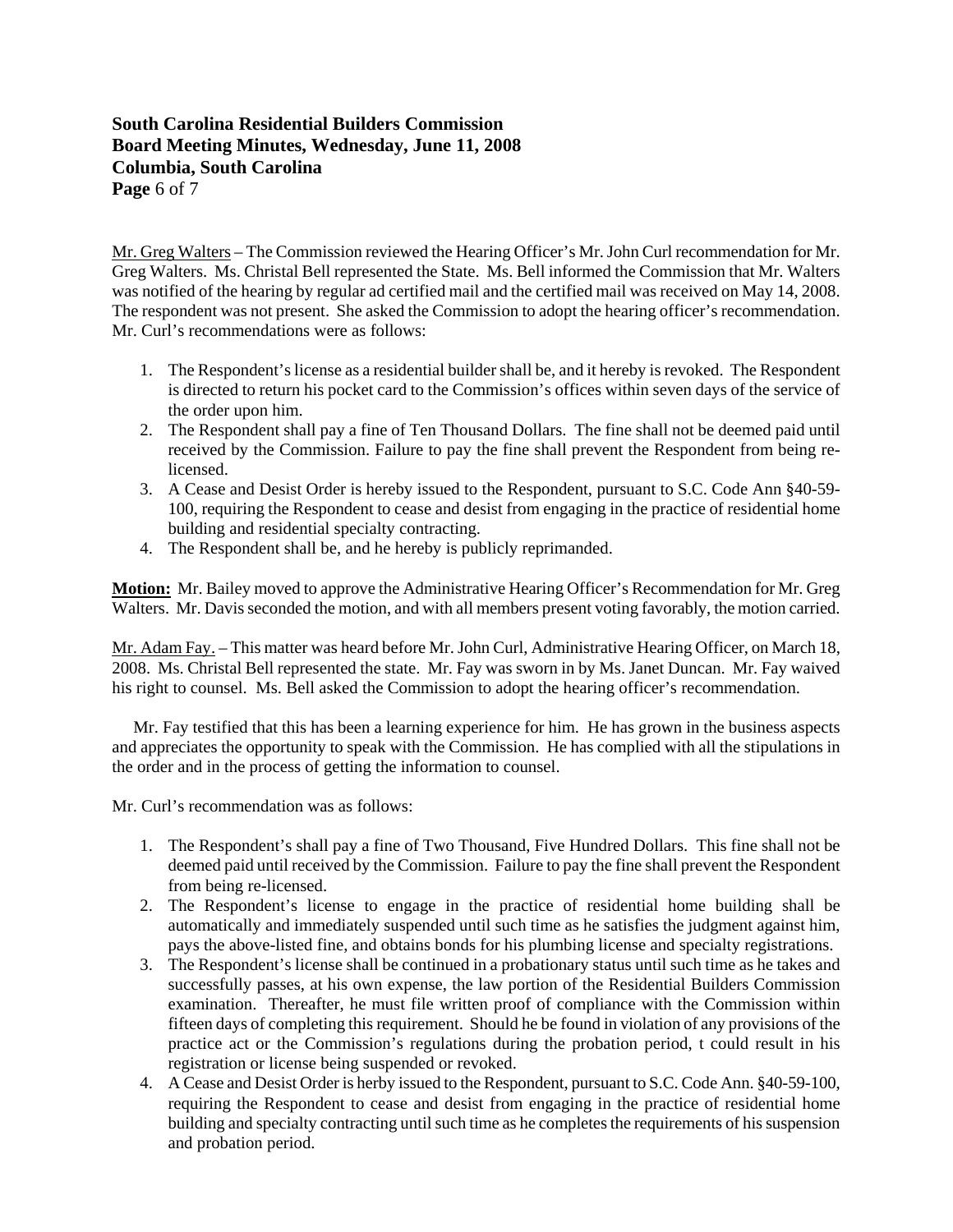Mr. Greg Walters – The Commission reviewed the Hearing Officer's Mr. John Curl recommendation for Mr. Greg Walters. Ms. Christal Bell represented the State. Ms. Bell informed the Commission that Mr. Walters was notified of the hearing by regular ad certified mail and the certified mail was received on May 14, 2008. The respondent was not present. She asked the Commission to adopt the hearing officer's recommendation. Mr. Curl's recommendations were as follows:

1. The Respondent's license as a residential builder shall be, and it hereby is revoked. The Respondent is directed to return his pocket card to the Commission's offices within seven days of the service of the order upon him.
2. The Respondent shall pay a fine of Ten Thousand Dollars. The fine shall not be deemed paid until received by the Commission. Failure to pay the fine shall prevent the Respondent from being re-licensed.
3. A Cease and Desist Order is hereby issued to the Respondent, pursuant to S.C. Code Ann §40-59-100, requiring the Respondent to cease and desist from engaging in the practice of residential home building and residential specialty contracting.
4. The Respondent shall be, and he hereby is publicly reprimanded.

**Motion:** Mr. Bailey moved to approve the Administrative Hearing Officer's Recommendation for Mr. Greg Walters. Mr. Davis seconded the motion, and with all members present voting favorably, the motion carried.

Mr. Adam Fay. – This matter was heard before Mr. John Curl, Administrative Hearing Officer, on March 18, 2008. Ms. Christal Bell represented the state. Mr. Fay was sworn in by Ms. Janet Duncan. Mr. Fay waived his right to counsel. Ms. Bell asked the Commission to adopt the hearing officer's recommendation.

Mr. Fay testified that this has been a learning experience for him. He has grown in the business aspects and appreciates the opportunity to speak with the Commission. He has complied with all the stipulations in the order and in the process of getting the information to counsel.

Mr. Curl's recommendation was as follows:

1. The Respondent's shall pay a fine of Two Thousand, Five Hundred Dollars. This fine shall not be deemed paid until received by the Commission. Failure to pay the fine shall prevent the Respondent from being re-licensed.
2. The Respondent's license to engage in the practice of residential home building shall be automatically and immediately suspended until such time as he satisfies the judgment against him, pays the above-listed fine, and obtains bonds for his plumbing license and specialty registrations.
3. The Respondent's license shall be continued in a probationary status until such time as he takes and successfully passes, at his own expense, the law portion of the Residential Builders Commission examination. Thereafter, he must file written proof of compliance with the Commission within fifteen days of completing this requirement. Should he be found in violation of any provisions of the practice act or the Commission's regulations during the probation period, t could result in his registration or license being suspended or revoked.
4. A Cease and Desist Order is herby issued to the Respondent, pursuant to S.C. Code Ann. §40-59-100, requiring the Respondent to cease and desist from engaging in the practice of residential home building and specialty contracting until such time as he completes the requirements of his suspension and probation period.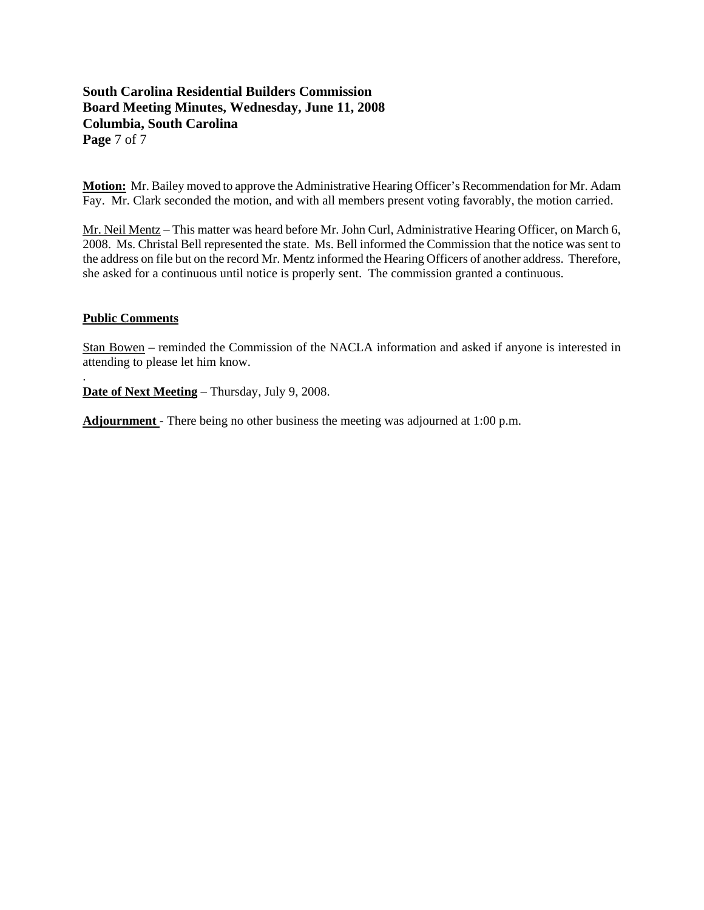**Motion:** Mr. Bailey moved to approve the Administrative Hearing Officer's Recommendation for Mr. Adam Fay. Mr. Clark seconded the motion, and with all members present voting favorably, the motion carried.

Mr. Neil Mentz – This matter was heard before Mr. John Curl, Administrative Hearing Officer, on March 6, 2008. Ms. Christal Bell represented the state. Ms. Bell informed the Commission that the notice was sent to the address on file but on the record Mr. Mentz informed the Hearing Officers of another address. Therefore, she asked for a continuous until notice is properly sent. The commission granted a continuous.

**Public Comments**

Stan Bowen – reminded the Commission of the NACLA information and asked if anyone is interested in attending to please let him know.

.

**Date of Next Meeting** – Thursday, July 9, 2008.

**Adjournment** - There being no other business the meeting was adjourned at 1:00 p.m.